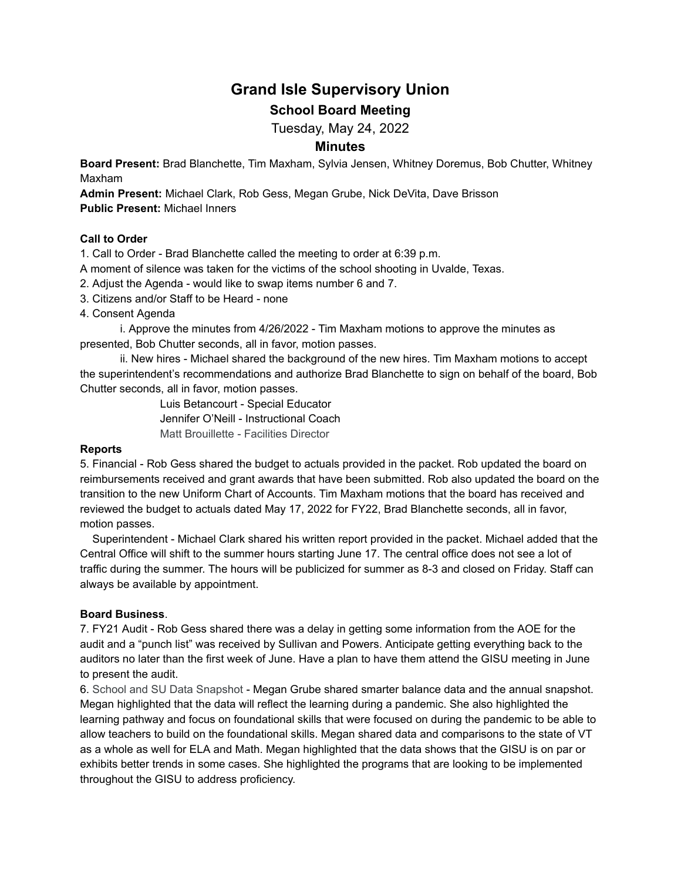# Grand Isle Supervisory Union

## School Board Meeting

Tuesday, May 24, 2022

## Minutes

**Board Present:** Brad Blanchette, Tim Maxham, Sylvia Jensen, Whitney Doremus, Bob Chutter, Whitney Maxham

**Admin Present:** Michael Clark, Rob Gess, Megan Grube, Nick DeVita, Dave Brisson

**Public Present:** Michael Inners

**Call to Order**

1. Call to Order - Brad Blanchette called the meeting to order at 6:39 p.m.

A moment of silence was taken for the victims of the school shooting in Uvalde, Texas.

2. Adjust the Agenda - would like to swap items number 6 and 7.
3. Citizens and/or Staff to be Heard - none
4. Consent Agenda

    i. Approve the minutes from 4/26/2022 - Tim Maxham motions to approve the minutes as presented, Bob Chutter seconds, all in favor, motion passes.

    ii. New hires - Michael shared the background of the new hires. Tim Maxham motions to accept the superintendent's recommendations and authorize Brad Blanchette to sign on behalf of the board, Bob Chutter seconds, all in favor, motion passes.

        Luis Betancourt - Special Educator
        Jennifer O'Neill - Instructional Coach
        Matt Brouillette - Facilities Director

**Reports**

5. Financial - Rob Gess shared the budget to actuals provided in the packet. Rob updated the board on reimbursements received and grant awards that have been submitted. Rob also updated the board on the transition to the new Uniform Chart of Accounts. Tim Maxham motions that the board has received and reviewed the budget to actuals dated May 17, 2022 for FY22, Brad Blanchette seconds, all in favor, motion passes.

Superintendent - Michael Clark shared his written report provided in the packet. Michael added that the Central Office will shift to the summer hours starting June 17. The central office does not see a lot of traffic during the summer. The hours will be publicized for summer as 8-3 and closed on Friday. Staff can always be available by appointment.

**Board Business**.

7. FY21 Audit - Rob Gess shared there was a delay in getting some information from the AOE for the audit and a "punch list" was received by Sullivan and Powers. Anticipate getting everything back to the auditors no later than the first week of June. Have a plan to have them attend the GISU meeting in June to present the audit.

6. School and SU Data Snapshot - Megan Grube shared smarter balance data and the annual snapshot. Megan highlighted that the data will reflect the learning during a pandemic. She also highlighted the learning pathway and focus on foundational skills that were focused on during the pandemic to be able to allow teachers to build on the foundational skills. Megan shared data and comparisons to the state of VT as a whole as well for ELA and Math. Megan highlighted that the data shows that the GISU is on par or exhibits better trends in some cases. She highlighted the programs that are looking to be implemented throughout the GISU to address proficiency.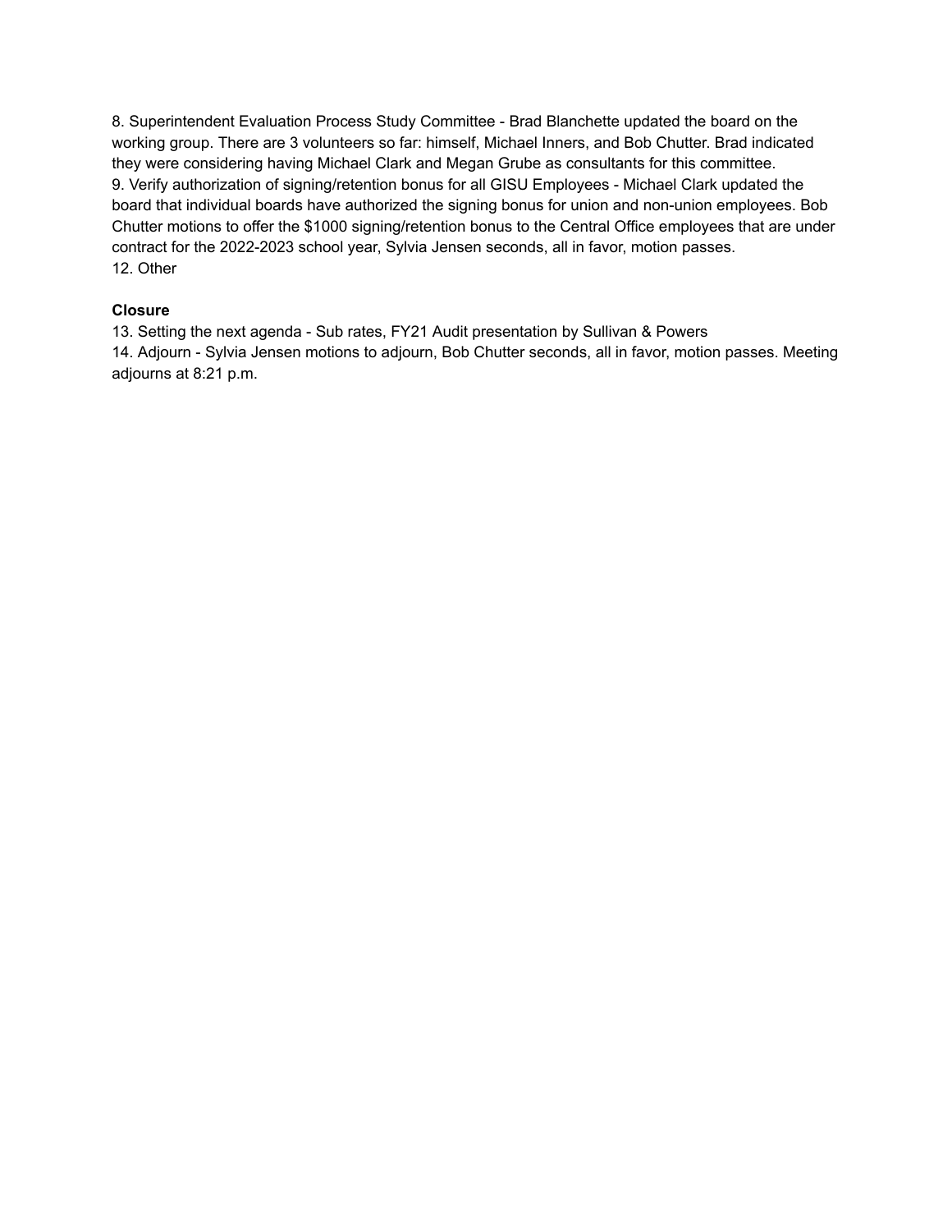8. Superintendent Evaluation Process Study Committee - Brad Blanchette updated the board on the working group. There are 3 volunteers so far: himself, Michael Inners, and Bob Chutter. Brad indicated they were considering having Michael Clark and Megan Grube as consultants for this committee.
9. Verify authorization of signing/retention bonus for all GISU Employees - Michael Clark updated the board that individual boards have authorized the signing bonus for union and non-union employees. Bob Chutter motions to offer the $1000 signing/retention bonus to the Central Office employees that are under contract for the 2022-2023 school year, Sylvia Jensen seconds, all in favor, motion passes.
12. Other

**Closure**
13. Setting the next agenda - Sub rates, FY21 Audit presentation by Sullivan & Powers
14. Adjourn - Sylvia Jensen motions to adjourn, Bob Chutter seconds, all in favor, motion passes. Meeting adjourns at 8:21 p.m.